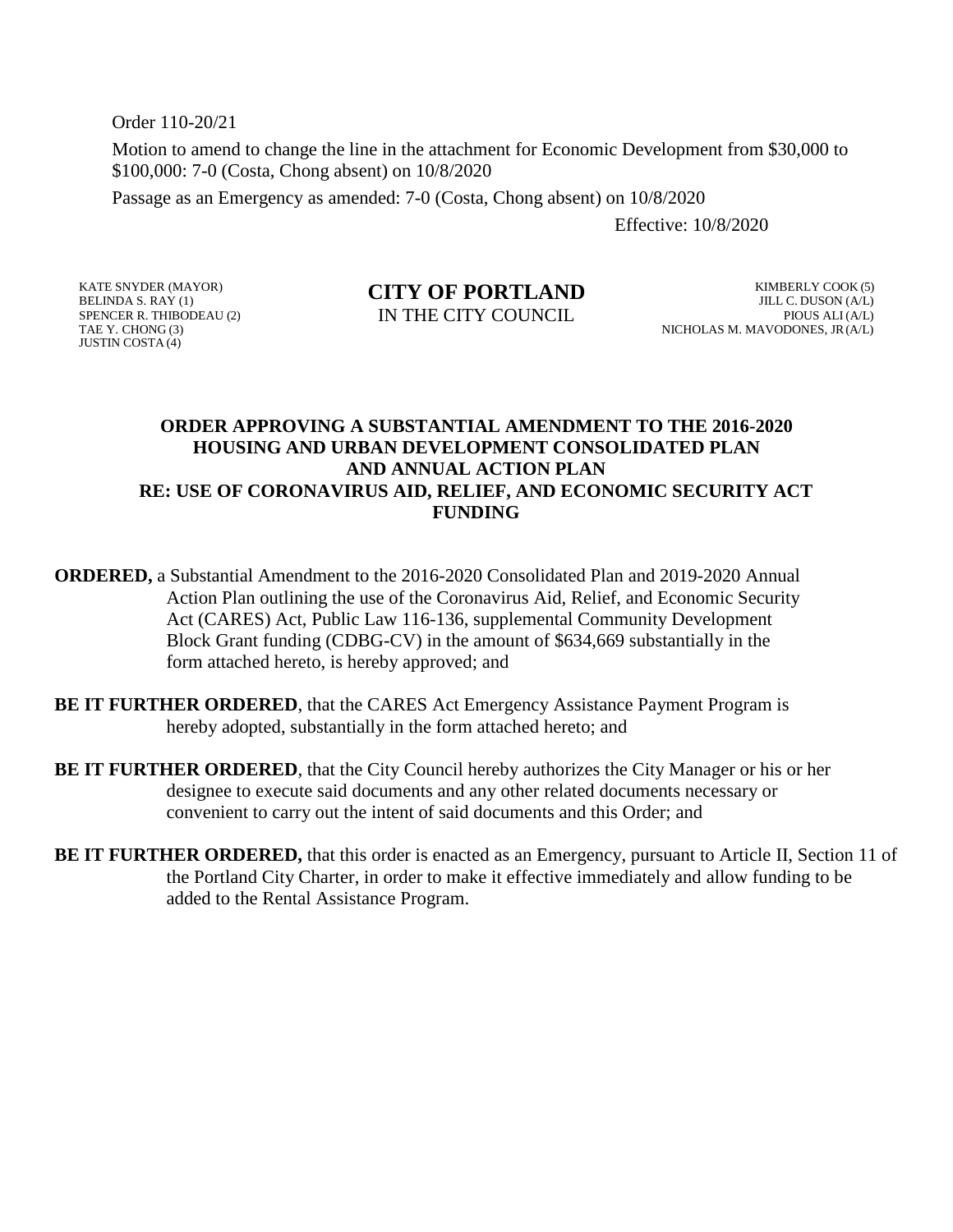Order 110-20/21

Motion to amend to change the line in the attachment for Economic Development from $30,000 to $100,000: 7-0 (Costa, Chong absent) on 10/8/2020

Passage as an Emergency as amended: 7-0 (Costa, Chong absent) on 10/8/2020

Effective: 10/8/2020

KATE SNYDER (MAYOR)
BELINDA S. RAY (1)
SPENCER R. THIBODEAU (2)
TAE Y. CHONG (3)
JUSTIN COSTA (4)

**CITY OF PORTLAND**
IN THE CITY COUNCIL

KIMBERLY COOK (5)
JILL C. DUSON (A/L)
PIOUS ALI (A/L)
NICHOLAS M. MAVODONES, JR (A/L)

**ORDER APPROVING A SUBSTANTIAL AMENDMENT TO THE 2016-2020 HOUSING AND URBAN DEVELOPMENT CONSOLIDATED PLAN AND ANNUAL ACTION PLAN RE: USE OF CORONAVIRUS AID, RELIEF, AND ECONOMIC SECURITY ACT FUNDING**

**ORDERED,** a Substantial Amendment to the 2016-2020 Consolidated Plan and 2019-2020 Annual Action Plan outlining the use of the Coronavirus Aid, Relief, and Economic Security Act (CARES) Act, Public Law 116-136, supplemental Community Development Block Grant funding (CDBG-CV) in the amount of $634,669 substantially in the form attached hereto, is hereby approved; and

**BE IT FURTHER ORDERED**, that the CARES Act Emergency Assistance Payment Program is hereby adopted, substantially in the form attached hereto; and

**BE IT FURTHER ORDERED**, that the City Council hereby authorizes the City Manager or his or her designee to execute said documents and any other related documents necessary or convenient to carry out the intent of said documents and this Order; and

**BE IT FURTHER ORDERED,** that this order is enacted as an Emergency, pursuant to Article II, Section 11 of the Portland City Charter, in order to make it effective immediately and allow funding to be added to the Rental Assistance Program.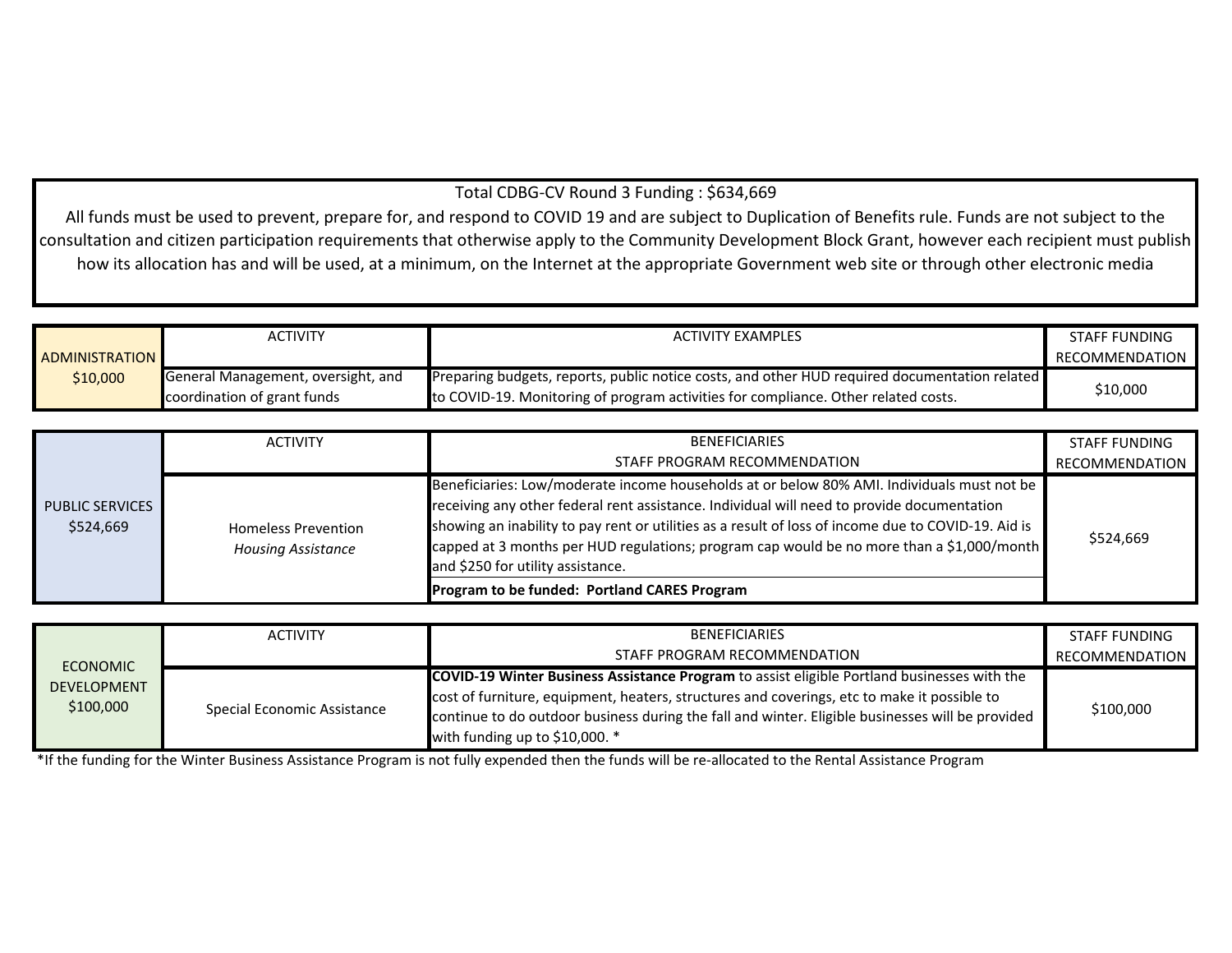Total CDBG-CV Round 3 Funding : $634,669

All funds must be used to prevent, prepare for, and respond to COVID 19 and are subject to Duplication of Benefits rule. Funds are not subject to the consultation and citizen participation requirements that otherwise apply to the Community Development Block Grant, however each recipient must publish how its allocation has and will be used, at a minimum, on the Internet at the appropriate Government web site or through other electronic media

| ADMINISTRATION $10,000 | ACTIVITY | ACTIVITY EXAMPLES | STAFF FUNDING RECOMMENDATION |
|---|---|---|---|
| | General Management, oversight, and coordination of grant funds | Preparing budgets, reports, public notice costs, and other HUD required documentation related to COVID-19. Monitoring of program activities for compliance. Other related costs. | $10,000 |

| PUBLIC SERVICES $524,669 | ACTIVITY | BENEFICIARIES<br>STAFF PROGRAM RECOMMENDATION | STAFF FUNDING RECOMMENDATION |
|---|---|---|---|
| | Homeless Prevention<br>*Housing Assistance* | Beneficiaries: Low/moderate income households at or below 80% AMI. Individuals must not be receiving any other federal rent assistance. Individual will need to provide documentation showing an inability to pay rent or utilities as a result of loss of income due to COVID-19. Aid is capped at 3 months per HUD regulations; program cap would be no more than a $1,000/month and $250 for utility assistance.<br>**Program to be funded: Portland CARES Program** | $524,669 |

| ECONOMIC DEVELOPMENT $100,000 | ACTIVITY | BENEFICIARIES<br>STAFF PROGRAM RECOMMENDATION | STAFF FUNDING RECOMMENDATION |
|---|---|---|---|
| | Special Economic Assistance | **COVID-19 Winter Business Assistance Program** to assist eligible Portland businesses with the cost of furniture, equipment, heaters, structures and coverings, etc to make it possible to continue to do outdoor business during the fall and winter. Eligible businesses will be provided with funding up to $10,000. * | $100,000 |

*If the funding for the Winter Business Assistance Program is not fully expended then the funds will be re-allocated to the Rental Assistance Program